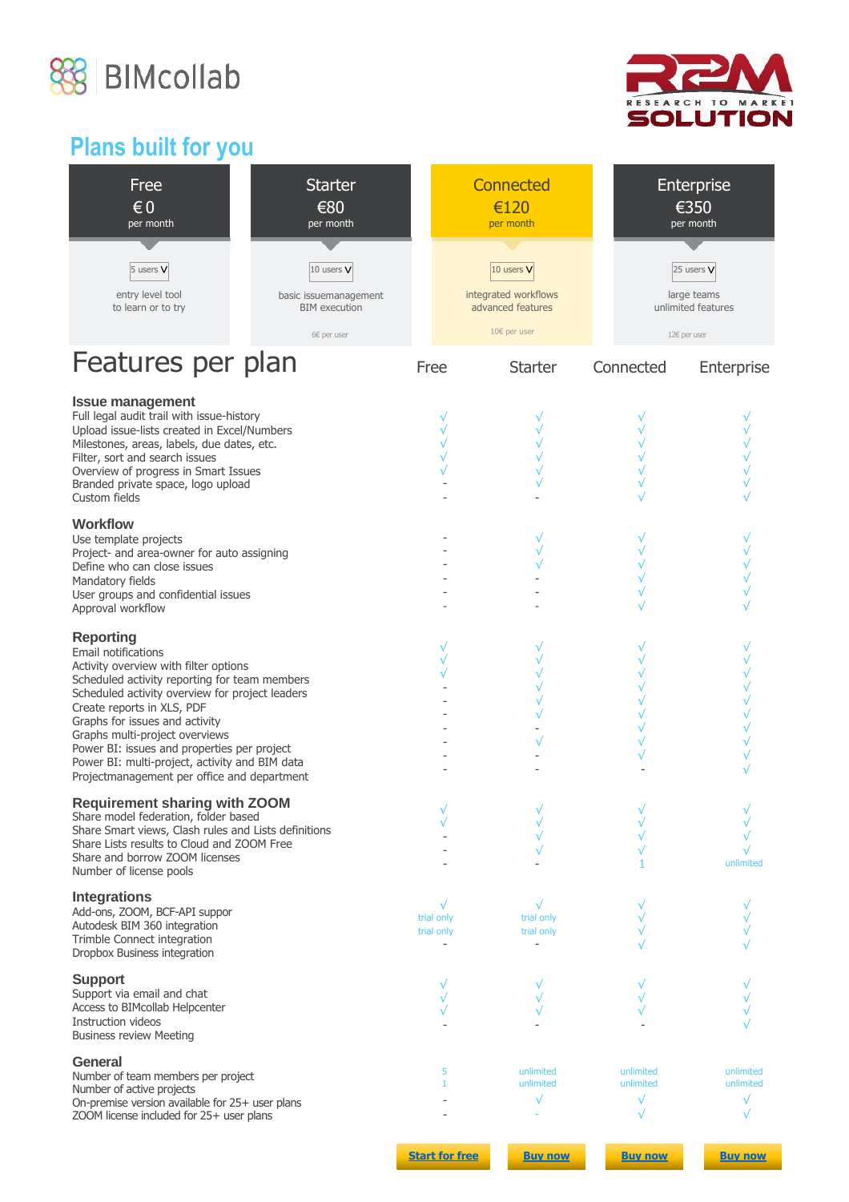BIMcollab

RESEARCH TO MARKET SOLUTION

## Plans built for you

| Free | Starter | Connected | Enterprise |
|---|---|---|---|
| € 0 per month | €80 per month | €120 per month | €350 per month |
| 5 users | 10 users | 10 users | 25 users |
| entry level tool to learn or to try | basic issuemanagement BIM execution | integrated workflows advanced features | large teams unlimited features |
| | 6€ per user | 10€ per user | 12€ per user |

# Features per plan

| | Free | Starter | Connected | Enterprise |
|---|---|---|---|---|
| **Issue management** | | | | |
| Full legal audit trail with issue-history | √ | √ | √ | √ |
| Upload issue-lists created in Excel/Numbers | √ | √ | √ | √ |
| Milestones, areas, labels, due dates, etc. | √ | √ | √ | √ |
| Filter, sort and search issues | √ | √ | √ | √ |
| Overview of progress in Smart Issues | √ | √ | √ | √ |
| Branded private space, logo upload | - | √ | √ | √ |
| Custom fields | - | - | √ | √ |
| **Workflow** | | | | |
| Use template projects | - | √ | √ | √ |
| Project- and area-owner for auto assigning | - | √ | √ | √ |
| Define who can close issues | - | √ | √ | √ |
| Mandatory fields | - | - | √ | √ |
| User groups and confidential issues | - | - | √ | √ |
| Approval workflow | - | - | √ | √ |
| **Reporting** | | | | |
| Email notifications | √ | √ | √ | √ |
| Activity overview with filter options | √ | √ | √ | √ |
| Scheduled activity reporting for team members | √ | √ | √ | √ |
| Scheduled activity overview for project leaders | - | √ | √ | √ |
| Create reports in XLS, PDF | - | √ | √ | √ |
| Graphs for issues and activity | - | √ | √ | √ |
| Graphs multi-project overviews | - | - | √ | √ |
| Power BI: issues and properties per project | - | √ | √ | √ |
| Power BI: multi-project, activity and BIM data | - | - | √ | √ |
| Projectmanagement per office and department | - | - | - | √ |
| **Requirement sharing with ZOOM** | | | | |
| Share model federation, folder based | √ | √ | √ | √ |
| Share Smart views, Clash rules and Lists definitions | √ | √ | √ | √ |
| Share Lists results to Cloud and ZOOM Free | - | √ | √ | √ |
| Share and borrow ZOOM licenses | - | √ | √ | √ |
| Number of license pools | - | - | 1 | unlimited |
| **Integrations** | | | | |
| Add-ons, ZOOM, BCF-API suppor | √ | √ | √ | √ |
| Autodesk BIM 360 integration | trial only | trial only | √ | √ |
| Trimble Connect integration | trial only | trial only | √ | √ |
| Dropbox Business integration | - | - | √ | √ |
| **Support** | | | | |
| Support via email and chat | √ | √ | √ | √ |
| Access to BIMcollab Helpcenter | √ | √ | √ | √ |
| Instruction videos | √ | √ | √ | √ |
| Business review Meeting | - | - | - | √ |
| **General** | | | | |
| Number of team members per project | 5 | unlimited | unlimited | unlimited |
| Number of active projects | 1 | unlimited | unlimited | unlimited |
| On-premise version available for 25+ user plans | - | √ | √ | √ |
| ZOOM license included for 25+ user plans | - | - | √ | √ |
| | **Start for free** | **Buy now** | **Buy now** | **Buy now** |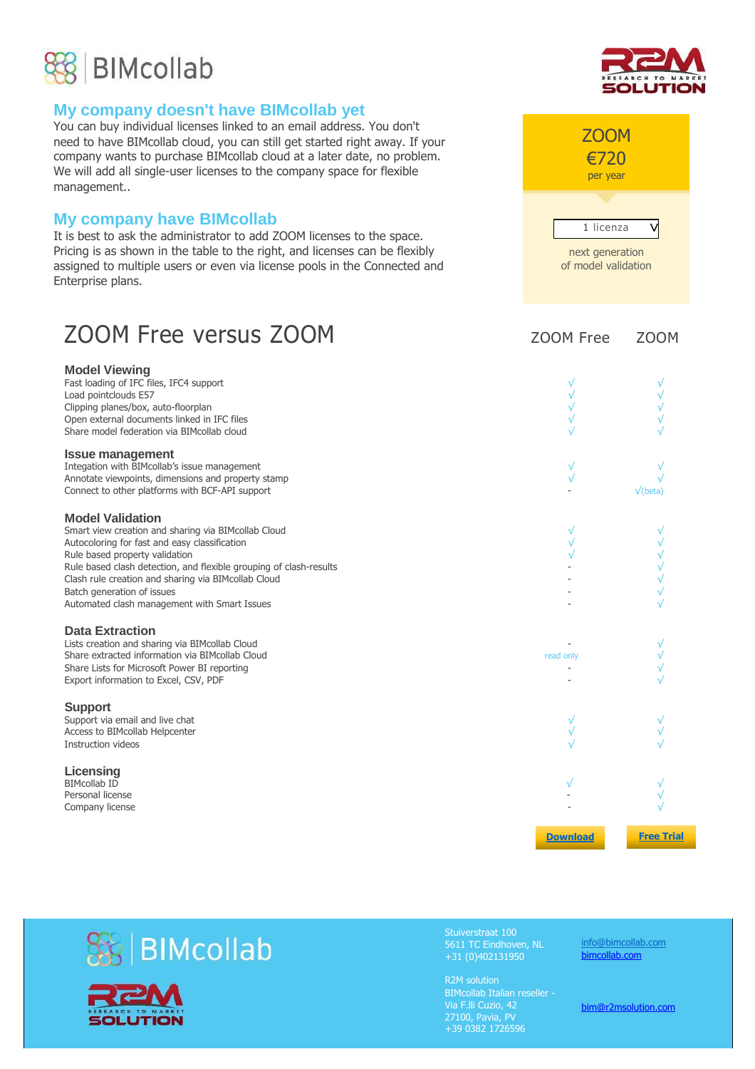# BIMcollab

## My company doesn't have BIMcollab yet

You can buy individual licenses linked to an email address. You don't need to have BIMcollab cloud, you can still get started right away. If your company wants to purchase BIMcollab cloud at a later date, no problem. We will add all single-user licenses to the company space for flexible management..

## My company have BIMcollab

It is best to ask the administrator to add ZOOM licenses to the space. Pricing is as shown in the table to the right, and licenses can be flexibly assigned to multiple users or even via license pools in the Connected and Enterprise plans.

**ZOOM**
**€720**
per year

1 licenza

next generation of model validation

## ZOOM Free versus ZOOM

| | ZOOM Free | ZOOM |
|---|---|---|
| **Model Viewing** | | |
| Fast loading of IFC files, IFC4 support | √ | √ |
| Load pointclouds E57 | √ | √ |
| Clipping planes/box, auto-floorplan | √ | √ |
| Open external documents linked in IFC files | √ | √ |
| Share model federation via BIMcollab cloud | √ | √ |
| **Issue management** | | |
| Integration with BIMcollab's issue management | √ | √ |
| Annotate viewpoints, dimensions and property stamp | √ | √ |
| Connect to other platforms with BCF-API support | - | √(beta) |
| **Model Validation** | | |
| Smart view creation and sharing via BIMcollab Cloud | √ | √ |
| Autocoloring for fast and easy classification | √ | √ |
| Rule based property validation | √ | √ |
| Rule based clash detection, and flexible grouping of clash-results | - | √ |
| Clash rule creation and sharing via BIMcollab Cloud | - | √ |
| Batch generation of issues | - | √ |
| Automated clash management with Smart Issues | - | √ |
| **Data Extraction** | | |
| Lists creation and sharing via BIMcollab Cloud | - | √ |
| Share extracted information via BIMcollab Cloud | read only | √ |
| Share Lists for Microsoft Power BI reporting | - | √ |
| Export information to Excel, CSV, PDF | - | √ |
| **Support** | | |
| Support via email and live chat | √ | √ |
| Access to BIMcollab Helpcenter | √ | √ |
| Instruction videos | √ | √ |
| **Licensing** | | |
| BIMcollab ID | √ | √ |
| Personal license | - | √ |
| Company license | - | √ |
| | [Download](#) | [Free Trial](#) |

Stuiverstraat 100
5611 TC Eindhoven, NL
+31 (0)402131950

info@bimcollab.com
bimcollab.com

R2M solution
BIMcollab Italian reseller -
Via F.lli Cuzio, 42
27100, Pavia, PV
+39 0382 1726596

bim@r2msolution.com